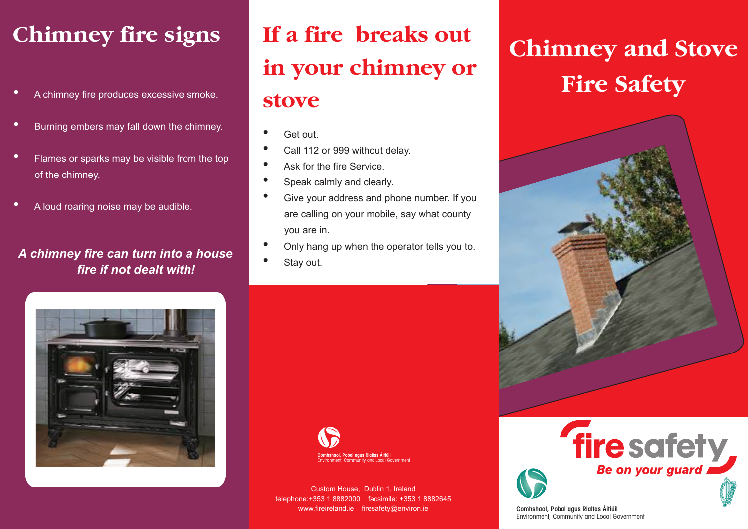## Chimney fire signs

- A chimney fire produces excessive smoke.
- Burning embers may fall down the chimney.
- Flames or sparks may be visible from the top of the chimney.
- A loud roaring noise may be audible.

***A chimney fire can turn into a house fire if not dealt with!***

## If a fire breaks out in your chimney or stove

- Get out.
- Call 112 or 999 without delay.
- Ask for the fire Service.
- Speak calmly and clearly.
- Give your address and phone number. If you are calling on your mobile, say what county you are in.
- Only hang up when the operator tells you to.
- Stay out.

Comhshaol, Pobal agus Rialtas Áitiúil
Environment, Community and Local Government

Custom House, Dublin 1, Ireland
telephone:+353 1 8882000 facsimile: +353 1 8882645
www.fireireland.ie firesafety@environ.ie

# Chimney and Stove Fire Safety

fire safety
*Be on your guard*

Comhshaol, Pobal agus Rialtas Áitiúil
Environment, Community and Local Government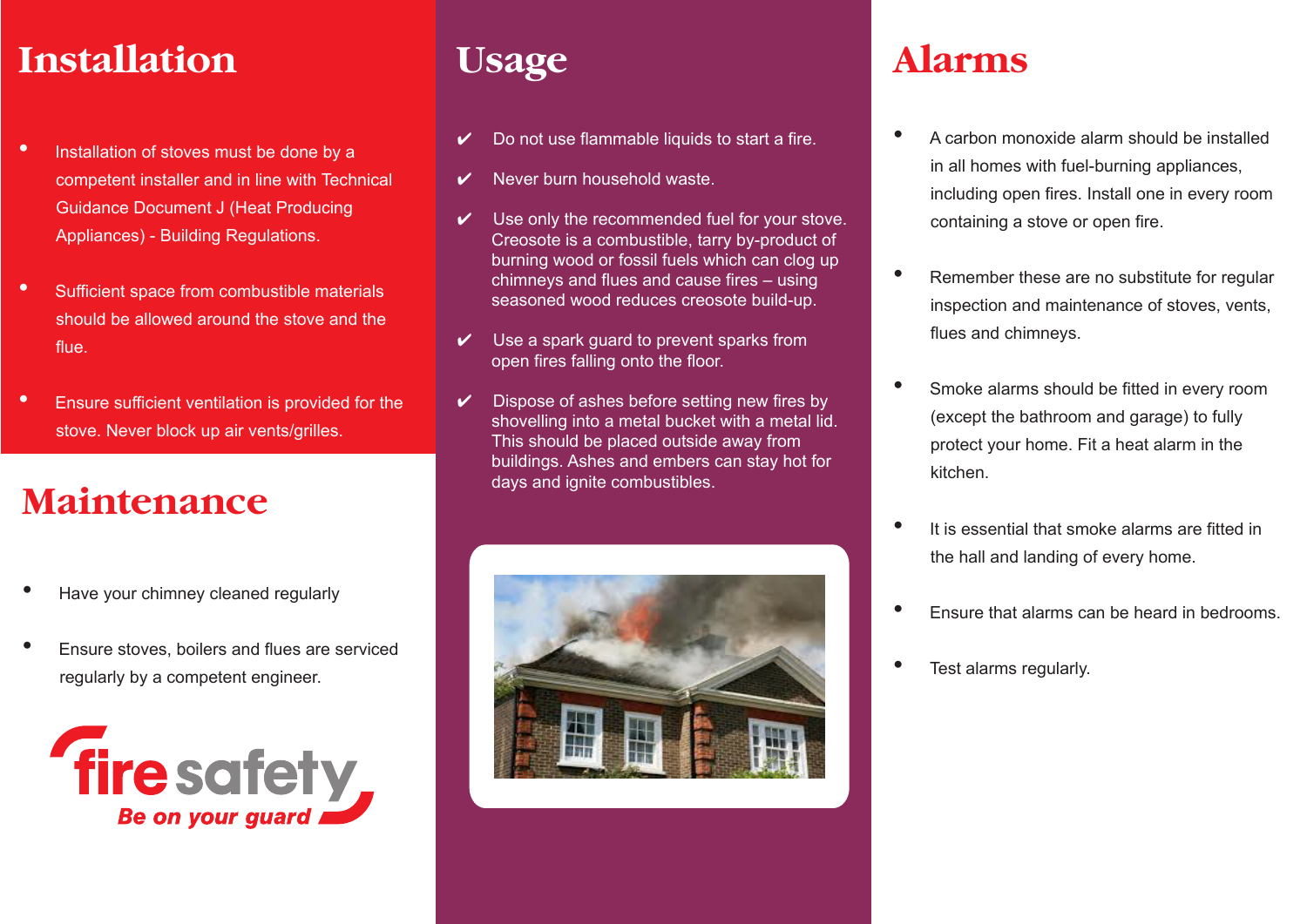# Installation

- Installation of stoves must be done by a competent installer and in line with Technical Guidance Document J (Heat Producing Appliances) - Building Regulations.
- Sufficient space from combustible materials should be allowed around the stove and the flue.
- Ensure sufficient ventilation is provided for the stove. Never block up air vents/grilles.

# Maintenance

- Have your chimney cleaned regularly
- Ensure stoves, boilers and flues are serviced regularly by a competent engineer.

fire safety
*Be on your guard*

# Usage

- ✔ Do not use flammable liquids to start a fire.
- ✔ Never burn household waste.
- ✔ Use only the recommended fuel for your stove. Creosote is a combustible, tarry by-product of burning wood or fossil fuels which can clog up chimneys and flues and cause fires – using seasoned wood reduces creosote build-up.
- ✔ Use a spark guard to prevent sparks from open fires falling onto the floor.
- ✔ Dispose of ashes before setting new fires by shovelling into a metal bucket with a metal lid. This should be placed outside away from buildings. Ashes and embers can stay hot for days and ignite combustibles.

# Alarms

- A carbon monoxide alarm should be installed in all homes with fuel-burning appliances, including open fires. Install one in every room containing a stove or open fire.
- Remember these are no substitute for regular inspection and maintenance of stoves, vents, flues and chimneys.
- Smoke alarms should be fitted in every room (except the bathroom and garage) to fully protect your home. Fit a heat alarm in the kitchen.
- It is essential that smoke alarms are fitted in the hall and landing of every home.
- Ensure that alarms can be heard in bedrooms.
- Test alarms regularly.